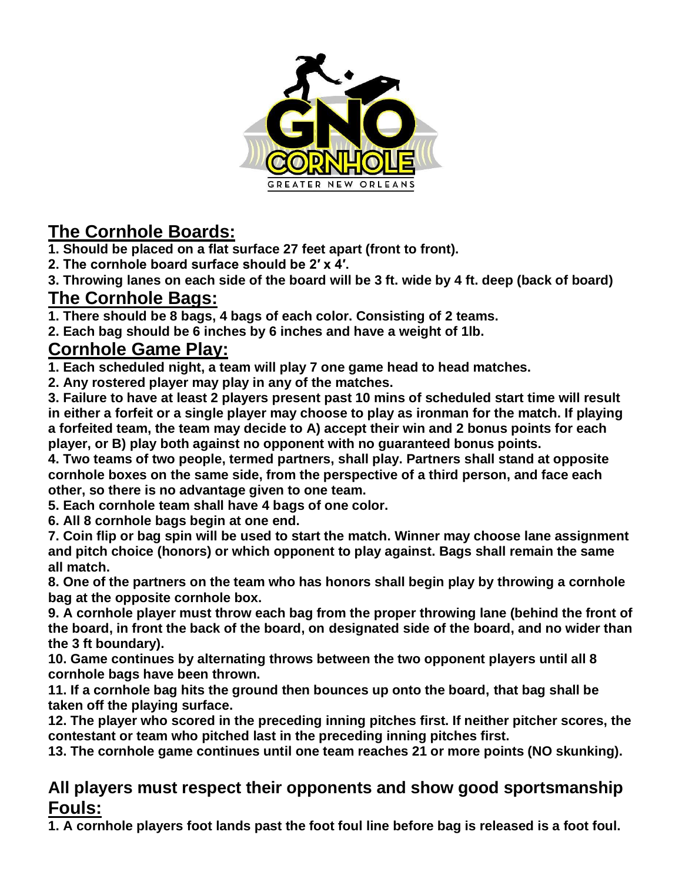## The Cornhole Boards:

1. Should be placed on a flat surface 27 feet apart (front to front).
2. The cornhole board surface should be 2′ x 4′.
3. Throwing lanes on each side of the board will be 3 ft. wide by 4 ft. deep (back of board)

## The Cornhole Bags:

1. There should be 8 bags, 4 bags of each color. Consisting of 2 teams.
2. Each bag should be 6 inches by 6 inches and have a weight of 1lb.

## Cornhole Game Play:

1. Each scheduled night, a team will play 7 one game head to head matches.
2. Any rostered player may play in any of the matches.
3. Failure to have at least 2 players present past 10 mins of scheduled start time will result in either a forfeit or a single player may choose to play as ironman for the match. If playing a forfeited team, the team may decide to A) accept their win and 2 bonus points for each player, or B) play both against no opponent with no guaranteed bonus points.
4. Two teams of two people, termed partners, shall play. Partners shall stand at opposite cornhole boxes on the same side, from the perspective of a third person, and face each other, so there is no advantage given to one team.
5. Each cornhole team shall have 4 bags of one color.
6. All 8 cornhole bags begin at one end.
7. Coin flip or bag spin will be used to start the match. Winner may choose lane assignment and pitch choice (honors) or which opponent to play against. Bags shall remain the same all match.
8. One of the partners on the team who has honors shall begin play by throwing a cornhole bag at the opposite cornhole box.
9. A cornhole player must throw each bag from the proper throwing lane (behind the front of the board, in front the back of the board, on designated side of the board, and no wider than the 3 ft boundary).
10. Game continues by alternating throws between the two opponent players until all 8 cornhole bags have been thrown.
11. If a cornhole bag hits the ground then bounces up onto the board, that bag shall be taken off the playing surface.
12. The player who scored in the preceding inning pitches first. If neither pitcher scores, the contestant or team who pitched last in the preceding inning pitches first.
13. The cornhole game continues until one team reaches 21 or more points (NO skunking).

### All players must respect their opponents and show good sportsmanship

## Fouls:

1. A cornhole players foot lands past the foot foul line before bag is released is a foot foul.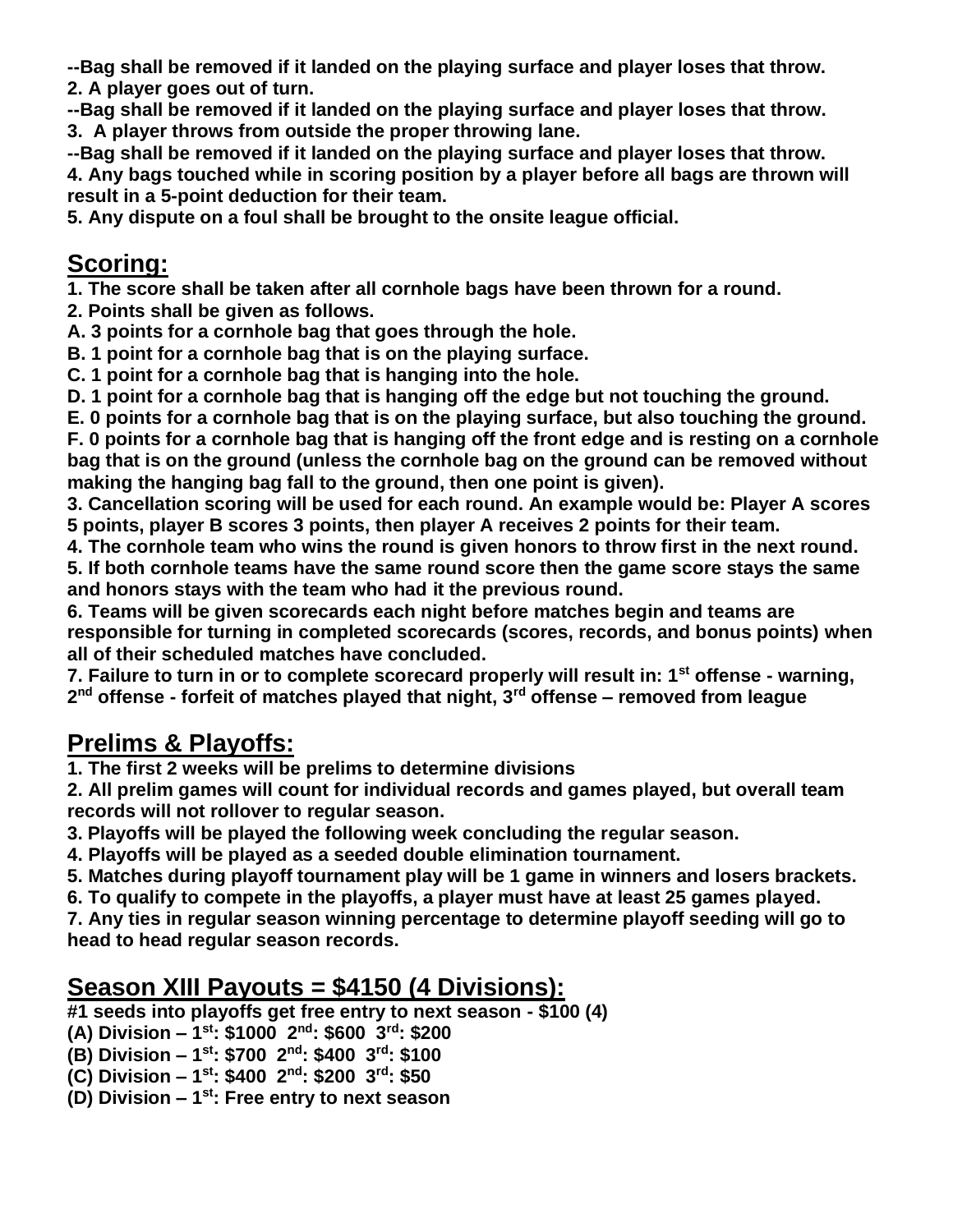**--Bag shall be removed if it landed on the playing surface and player loses that throw.**
**2. A player goes out of turn.**
**--Bag shall be removed if it landed on the playing surface and player loses that throw.**
**3. A player throws from outside the proper throwing lane.**
**--Bag shall be removed if it landed on the playing surface and player loses that throw.**
**4. Any bags touched while in scoring position by a player before all bags are thrown will result in a 5-point deduction for their team.**
**5. Any dispute on a foul shall be brought to the onsite league official.**

## Scoring:

**1. The score shall be taken after all cornhole bags have been thrown for a round.**
**2. Points shall be given as follows.**
**A. 3 points for a cornhole bag that goes through the hole.**
**B. 1 point for a cornhole bag that is on the playing surface.**
**C. 1 point for a cornhole bag that is hanging into the hole.**
**D. 1 point for a cornhole bag that is hanging off the edge but not touching the ground.**
**E. 0 points for a cornhole bag that is on the playing surface, but also touching the ground.**
**F. 0 points for a cornhole bag that is hanging off the front edge and is resting on a cornhole bag that is on the ground (unless the cornhole bag on the ground can be removed without making the hanging bag fall to the ground, then one point is given).**
**3. Cancellation scoring will be used for each round. An example would be: Player A scores 5 points, player B scores 3 points, then player A receives 2 points for their team.**
**4. The cornhole team who wins the round is given honors to throw first in the next round.**
**5. If both cornhole teams have the same round score then the game score stays the same and honors stays with the team who had it the previous round.**
**6. Teams will be given scorecards each night before matches begin and teams are responsible for turning in completed scorecards (scores, records, and bonus points) when all of their scheduled matches have concluded.**
**7. Failure to turn in or to complete scorecard properly will result in: 1st offense - warning, 2nd offense - forfeit of matches played that night, 3rd offense – removed from league**

## Prelims & Playoffs:

**1. The first 2 weeks will be prelims to determine divisions**
**2. All prelim games will count for individual records and games played, but overall team records will not rollover to regular season.**
**3. Playoffs will be played the following week concluding the regular season.**
**4. Playoffs will be played as a seeded double elimination tournament.**
**5. Matches during playoff tournament play will be 1 game in winners and losers brackets.**
**6. To qualify to compete in the playoffs, a player must have at least 25 games played.**
**7. Any ties in regular season winning percentage to determine playoff seeding will go to head to head regular season records.**

## Season XIII Payouts = $4150 (4 Divisions):

**#1 seeds into playoffs get free entry to next season - $100 (4)**
**(A) Division – 1st: $1000 2nd: $600 3rd: $200**
**(B) Division – 1st: $700 2nd: $400 3rd: $100**
**(C) Division – 1st: $400 2nd: $200 3rd: $50**
**(D) Division – 1st: Free entry to next season**